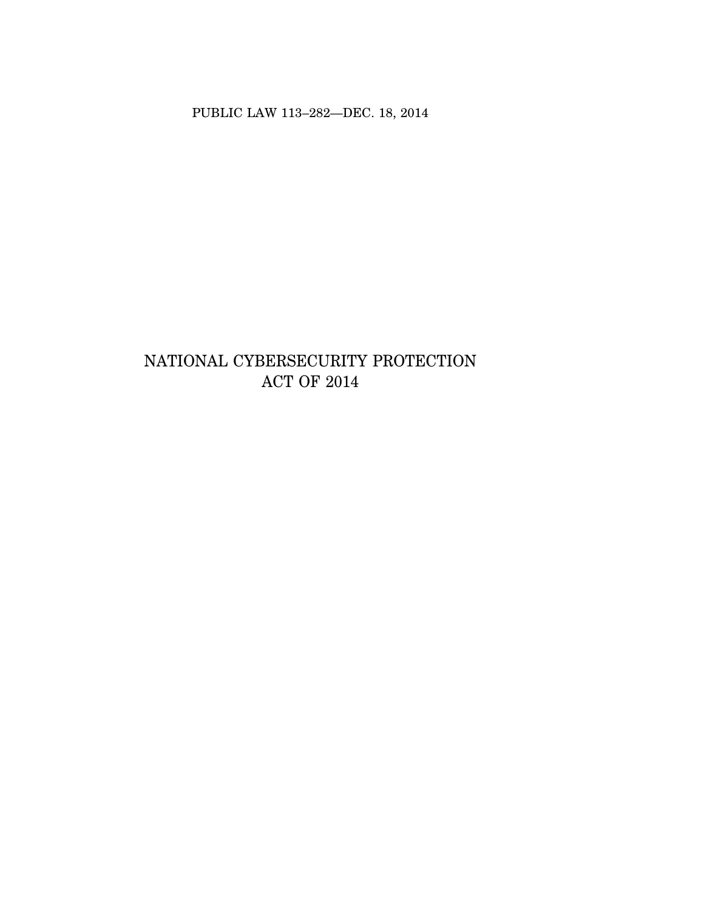PUBLIC LAW 113–282—DEC. 18, 2014

# NATIONAL CYBERSECURITY PROTECTION ACT OF 2014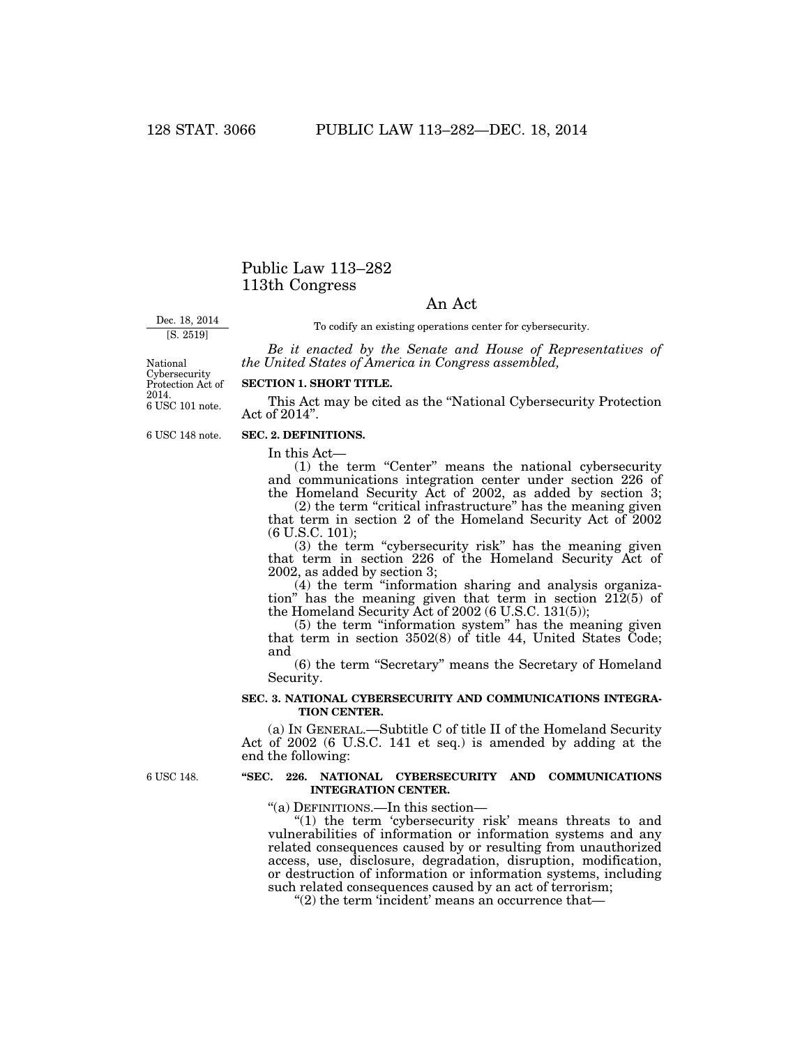# Public Law 113–282
# 113th Congress

## An Act

Dec. 18, 2014
[S. 2519]

To codify an existing operations center for cybersecurity.

*Be it enacted by the Senate and House of Representatives of the United States of America in Congress assembled,*

National Cybersecurity Protection Act of 2014.
6 USC 101 note.

**SECTION 1. SHORT TITLE.**

This Act may be cited as the "National Cybersecurity Protection Act of 2014".

6 USC 148 note.

**SEC. 2. DEFINITIONS.**

In this Act—

(1) the term "Center" means the national cybersecurity and communications integration center under section 226 of the Homeland Security Act of 2002, as added by section 3;

(2) the term "critical infrastructure" has the meaning given that term in section 2 of the Homeland Security Act of 2002 (6 U.S.C. 101);

(3) the term "cybersecurity risk" has the meaning given that term in section 226 of the Homeland Security Act of 2002, as added by section 3;

(4) the term "information sharing and analysis organization" has the meaning given that term in section 212(5) of the Homeland Security Act of 2002 (6 U.S.C. 131(5));

(5) the term "information system" has the meaning given that term in section 3502(8) of title 44, United States Code; and

(6) the term "Secretary" means the Secretary of Homeland Security.

**SEC. 3. NATIONAL CYBERSECURITY AND COMMUNICATIONS INTEGRATION CENTER.**

(a) IN GENERAL.—Subtitle C of title II of the Homeland Security Act of 2002 (6 U.S.C. 141 et seq.) is amended by adding at the end the following:

6 USC 148.

**"SEC. 226. NATIONAL CYBERSECURITY AND COMMUNICATIONS INTEGRATION CENTER.**

"(a) DEFINITIONS.—In this section—

"(1) the term 'cybersecurity risk' means threats to and vulnerabilities of information or information systems and any related consequences caused by or resulting from unauthorized access, use, disclosure, degradation, disruption, modification, or destruction of information or information systems, including such related consequences caused by an act of terrorism;

"(2) the term 'incident' means an occurrence that—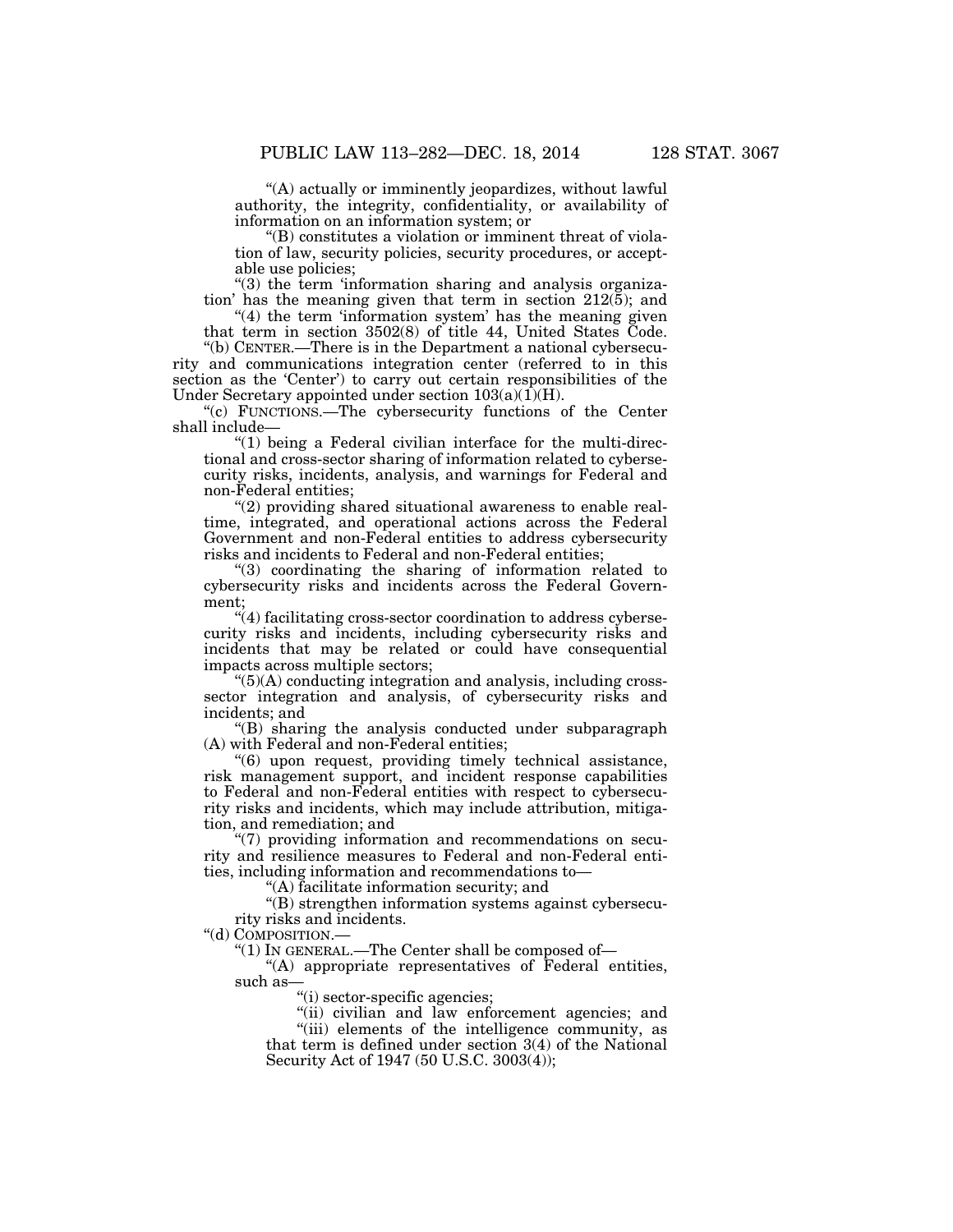"(A) actually or imminently jeopardizes, without lawful authority, the integrity, confidentiality, or availability of information on an information system; or

"(B) constitutes a violation or imminent threat of violation of law, security policies, security procedures, or acceptable use policies;

"(3) the term 'information sharing and analysis organization' has the meaning given that term in section 212(5); and

"(4) the term 'information system' has the meaning given that term in section 3502(8) of title 44, United States Code.

"(b) CENTER.—There is in the Department a national cybersecurity and communications integration center (referred to in this section as the 'Center') to carry out certain responsibilities of the Under Secretary appointed under section 103(a)(1)(H).

"(c) FUNCTIONS.—The cybersecurity functions of the Center shall include—

"(1) being a Federal civilian interface for the multi-directional and cross-sector sharing of information related to cybersecurity risks, incidents, analysis, and warnings for Federal and non-Federal entities;

"(2) providing shared situational awareness to enable real-time, integrated, and operational actions across the Federal Government and non-Federal entities to address cybersecurity risks and incidents to Federal and non-Federal entities;

"(3) coordinating the sharing of information related to cybersecurity risks and incidents across the Federal Government;

"(4) facilitating cross-sector coordination to address cybersecurity risks and incidents, including cybersecurity risks and incidents that may be related or could have consequential impacts across multiple sectors;

"(5)(A) conducting integration and analysis, including cross-sector integration and analysis, of cybersecurity risks and incidents; and

"(B) sharing the analysis conducted under subparagraph (A) with Federal and non-Federal entities;

"(6) upon request, providing timely technical assistance, risk management support, and incident response capabilities to Federal and non-Federal entities with respect to cybersecurity risks and incidents, which may include attribution, mitigation, and remediation; and

"(7) providing information and recommendations on security and resilience measures to Federal and non-Federal entities, including information and recommendations to—

"(A) facilitate information security; and

"(B) strengthen information systems against cybersecurity risks and incidents.

"(d) COMPOSITION.—

"(1) IN GENERAL.—The Center shall be composed of—

"(A) appropriate representatives of Federal entities, such as—

"(i) sector-specific agencies;

"(ii) civilian and law enforcement agencies; and

"(iii) elements of the intelligence community, as that term is defined under section 3(4) of the National Security Act of 1947 (50 U.S.C. 3003(4));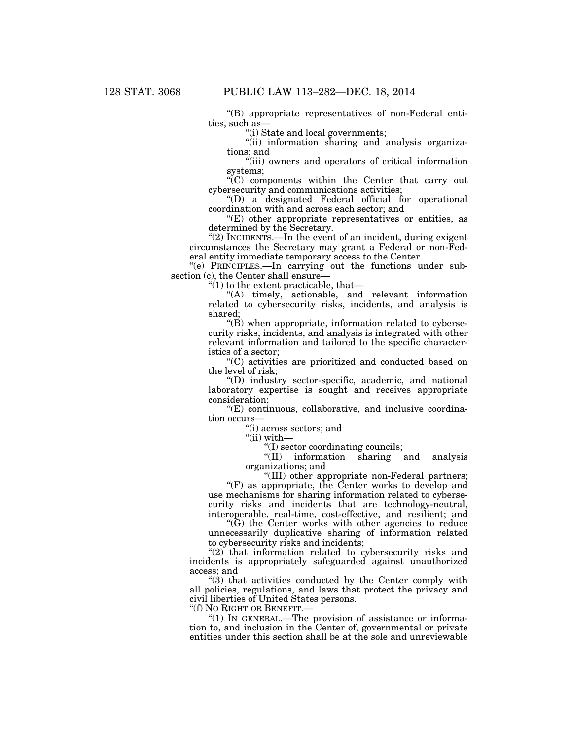"(B) appropriate representatives of non-Federal entities, such as—

"(i) State and local governments;

"(ii) information sharing and analysis organizations; and

"(iii) owners and operators of critical information systems;

"(C) components within the Center that carry out cybersecurity and communications activities;

"(D) a designated Federal official for operational coordination with and across each sector; and

"(E) other appropriate representatives or entities, as determined by the Secretary.

"(2) INCIDENTS.—In the event of an incident, during exigent circumstances the Secretary may grant a Federal or non-Federal entity immediate temporary access to the Center.

"(e) PRINCIPLES.—In carrying out the functions under subsection (c), the Center shall ensure—

"(1) to the extent practicable, that—

"(A) timely, actionable, and relevant information related to cybersecurity risks, incidents, and analysis is shared;

"(B) when appropriate, information related to cybersecurity risks, incidents, and analysis is integrated with other relevant information and tailored to the specific characteristics of a sector;

"(C) activities are prioritized and conducted based on the level of risk;

"(D) industry sector-specific, academic, and national laboratory expertise is sought and receives appropriate consideration;

"(E) continuous, collaborative, and inclusive coordination occurs—

"(i) across sectors; and

"(ii) with—

"(I) sector coordinating councils;

"(II) information sharing and analysis organizations; and

"(III) other appropriate non-Federal partners;

"(F) as appropriate, the Center works to develop and use mechanisms for sharing information related to cybersecurity risks and incidents that are technology-neutral, interoperable, real-time, cost-effective, and resilient; and

"(G) the Center works with other agencies to reduce unnecessarily duplicative sharing of information related to cybersecurity risks and incidents;

"(2) that information related to cybersecurity risks and incidents is appropriately safeguarded against unauthorized access; and

"(3) that activities conducted by the Center comply with all policies, regulations, and laws that protect the privacy and civil liberties of United States persons.

"(f) NO RIGHT OR BENEFIT.—

"(1) IN GENERAL.—The provision of assistance or information to, and inclusion in the Center of, governmental or private entities under this section shall be at the sole and unreviewable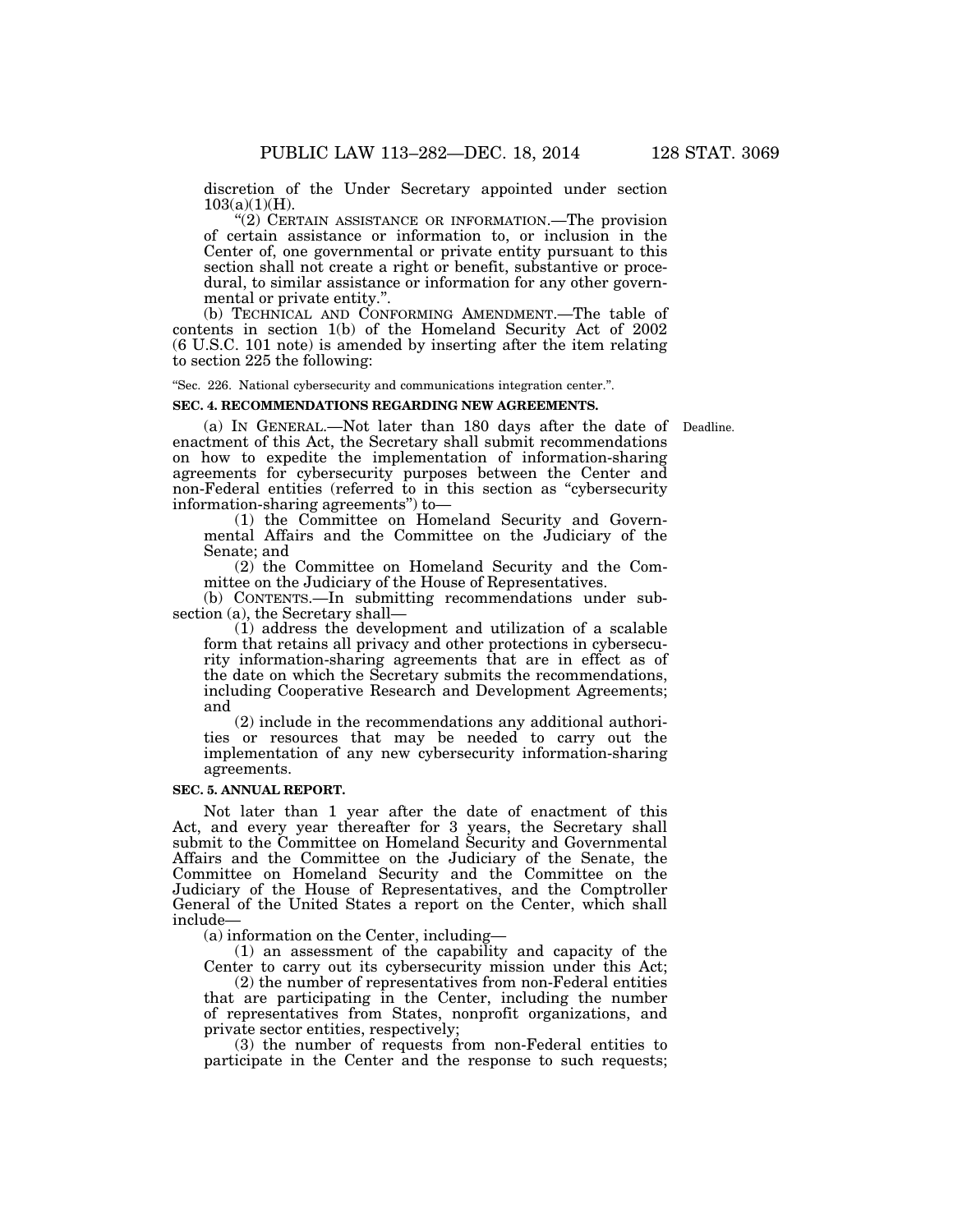discretion of the Under Secretary appointed under section 103(a)(1)(H).

"(2) CERTAIN ASSISTANCE OR INFORMATION.—The provision of certain assistance or information to, or inclusion in the Center of, one governmental or private entity pursuant to this section shall not create a right or benefit, substantive or procedural, to similar assistance or information for any other governmental or private entity.".

(b) TECHNICAL AND CONFORMING AMENDMENT.—The table of contents in section 1(b) of the Homeland Security Act of 2002 (6 U.S.C. 101 note) is amended by inserting after the item relating to section 225 the following:

"Sec. 226. National cybersecurity and communications integration center.".

**SEC. 4. RECOMMENDATIONS REGARDING NEW AGREEMENTS.**

Deadline.

(a) IN GENERAL.—Not later than 180 days after the date of enactment of this Act, the Secretary shall submit recommendations on how to expedite the implementation of information-sharing agreements for cybersecurity purposes between the Center and non-Federal entities (referred to in this section as "cybersecurity information-sharing agreements") to—

(1) the Committee on Homeland Security and Governmental Affairs and the Committee on the Judiciary of the Senate; and

(2) the Committee on Homeland Security and the Committee on the Judiciary of the House of Representatives.

(b) CONTENTS.—In submitting recommendations under subsection (a), the Secretary shall—

(1) address the development and utilization of a scalable form that retains all privacy and other protections in cybersecurity information-sharing agreements that are in effect as of the date on which the Secretary submits the recommendations, including Cooperative Research and Development Agreements; and

(2) include in the recommendations any additional authorities or resources that may be needed to carry out the implementation of any new cybersecurity information-sharing agreements.

**SEC. 5. ANNUAL REPORT.**

Not later than 1 year after the date of enactment of this Act, and every year thereafter for 3 years, the Secretary shall submit to the Committee on Homeland Security and Governmental Affairs and the Committee on the Judiciary of the Senate, the Committee on Homeland Security and the Committee on the Judiciary of the House of Representatives, and the Comptroller General of the United States a report on the Center, which shall include—

(a) information on the Center, including—

(1) an assessment of the capability and capacity of the Center to carry out its cybersecurity mission under this Act;

(2) the number of representatives from non-Federal entities that are participating in the Center, including the number of representatives from States, nonprofit organizations, and private sector entities, respectively;

(3) the number of requests from non-Federal entities to participate in the Center and the response to such requests;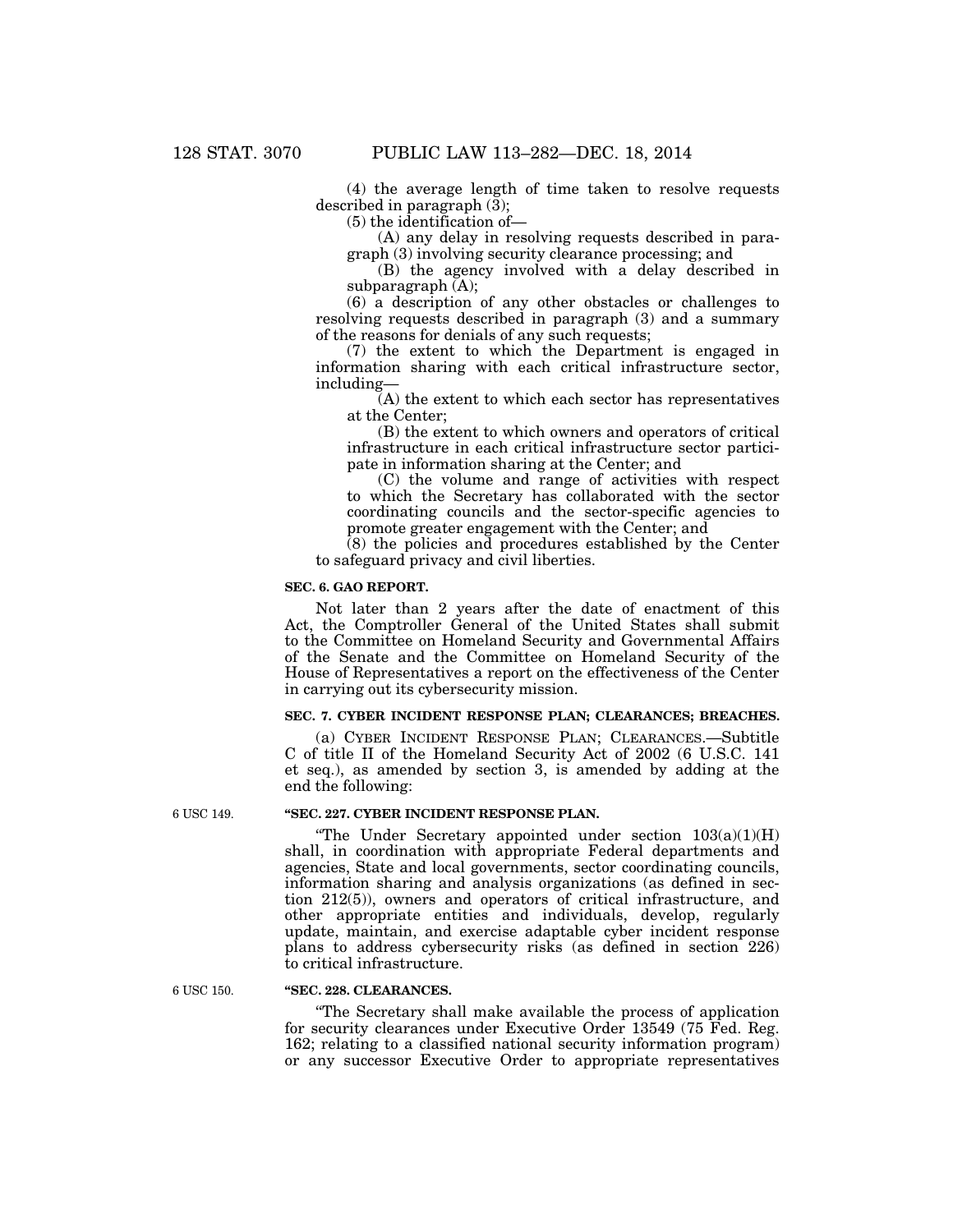(4) the average length of time taken to resolve requests described in paragraph (3);

(5) the identification of—

(A) any delay in resolving requests described in paragraph (3) involving security clearance processing; and

(B) the agency involved with a delay described in subparagraph (A);

(6) a description of any other obstacles or challenges to resolving requests described in paragraph (3) and a summary of the reasons for denials of any such requests;

(7) the extent to which the Department is engaged in information sharing with each critical infrastructure sector, including—

(A) the extent to which each sector has representatives at the Center;

(B) the extent to which owners and operators of critical infrastructure in each critical infrastructure sector participate in information sharing at the Center; and

(C) the volume and range of activities with respect to which the Secretary has collaborated with the sector coordinating councils and the sector-specific agencies to promote greater engagement with the Center; and

(8) the policies and procedures established by the Center to safeguard privacy and civil liberties.

**SEC. 6. GAO REPORT.**

Not later than 2 years after the date of enactment of this Act, the Comptroller General of the United States shall submit to the Committee on Homeland Security and Governmental Affairs of the Senate and the Committee on Homeland Security of the House of Representatives a report on the effectiveness of the Center in carrying out its cybersecurity mission.

**SEC. 7. CYBER INCIDENT RESPONSE PLAN; CLEARANCES; BREACHES.**

(a) CYBER INCIDENT RESPONSE PLAN; CLEARANCES.—Subtitle C of title II of the Homeland Security Act of 2002 (6 U.S.C. 141 et seq.), as amended by section 3, is amended by adding at the end the following:

6 USC 149.

**"SEC. 227. CYBER INCIDENT RESPONSE PLAN.**

"The Under Secretary appointed under section 103(a)(1)(H) shall, in coordination with appropriate Federal departments and agencies, State and local governments, sector coordinating councils, information sharing and analysis organizations (as defined in section 212(5)), owners and operators of critical infrastructure, and other appropriate entities and individuals, develop, regularly update, maintain, and exercise adaptable cyber incident response plans to address cybersecurity risks (as defined in section 226) to critical infrastructure.

6 USC 150.

**"SEC. 228. CLEARANCES.**

"The Secretary shall make available the process of application for security clearances under Executive Order 13549 (75 Fed. Reg. 162; relating to a classified national security information program) or any successor Executive Order to appropriate representatives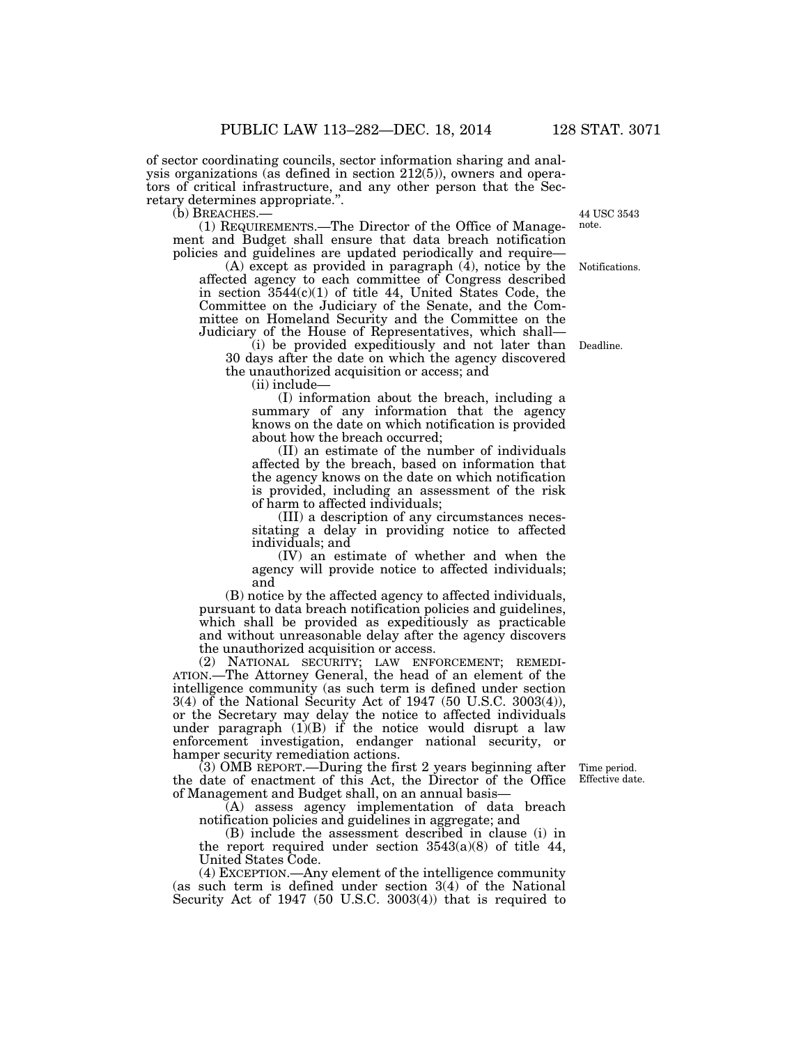of sector coordinating councils, sector information sharing and analysis organizations (as defined in section 212(5)), owners and operators of critical infrastructure, and any other person that the Secretary determines appropriate.".

(b) BREACHES.—

44 USC 3543 note.

(1) REQUIREMENTS.—The Director of the Office of Management and Budget shall ensure that data breach notification policies and guidelines are updated periodically and require—

Notifications.

(A) except as provided in paragraph (4), notice by the affected agency to each committee of Congress described in section 3544(c)(1) of title 44, United States Code, the Committee on the Judiciary of the Senate, and the Committee on Homeland Security and the Committee on the Judiciary of the House of Representatives, which shall—

Deadline.

(i) be provided expeditiously and not later than 30 days after the date on which the agency discovered the unauthorized acquisition or access; and

(ii) include—

(I) information about the breach, including a summary of any information that the agency knows on the date on which notification is provided about how the breach occurred;

(II) an estimate of the number of individuals affected by the breach, based on information that the agency knows on the date on which notification is provided, including an assessment of the risk of harm to affected individuals;

(III) a description of any circumstances necessitating a delay in providing notice to affected individuals; and

(IV) an estimate of whether and when the agency will provide notice to affected individuals; and

(B) notice by the affected agency to affected individuals, pursuant to data breach notification policies and guidelines, which shall be provided as expeditiously as practicable and without unreasonable delay after the agency discovers the unauthorized acquisition or access.

(2) NATIONAL SECURITY; LAW ENFORCEMENT; REMEDIATION.—The Attorney General, the head of an element of the intelligence community (as such term is defined under section 3(4) of the National Security Act of 1947 (50 U.S.C. 3003(4)), or the Secretary may delay the notice to affected individuals under paragraph (1)(B) if the notice would disrupt a law enforcement investigation, endanger national security, or hamper security remediation actions.

Time period. Effective date.

(3) OMB REPORT.—During the first 2 years beginning after the date of enactment of this Act, the Director of the Office of Management and Budget shall, on an annual basis—

(A) assess agency implementation of data breach notification policies and guidelines in aggregate; and

(B) include the assessment described in clause (i) in the report required under section 3543(a)(8) of title 44, United States Code.

(4) EXCEPTION.—Any element of the intelligence community (as such term is defined under section 3(4) of the National Security Act of 1947 (50 U.S.C. 3003(4)) that is required to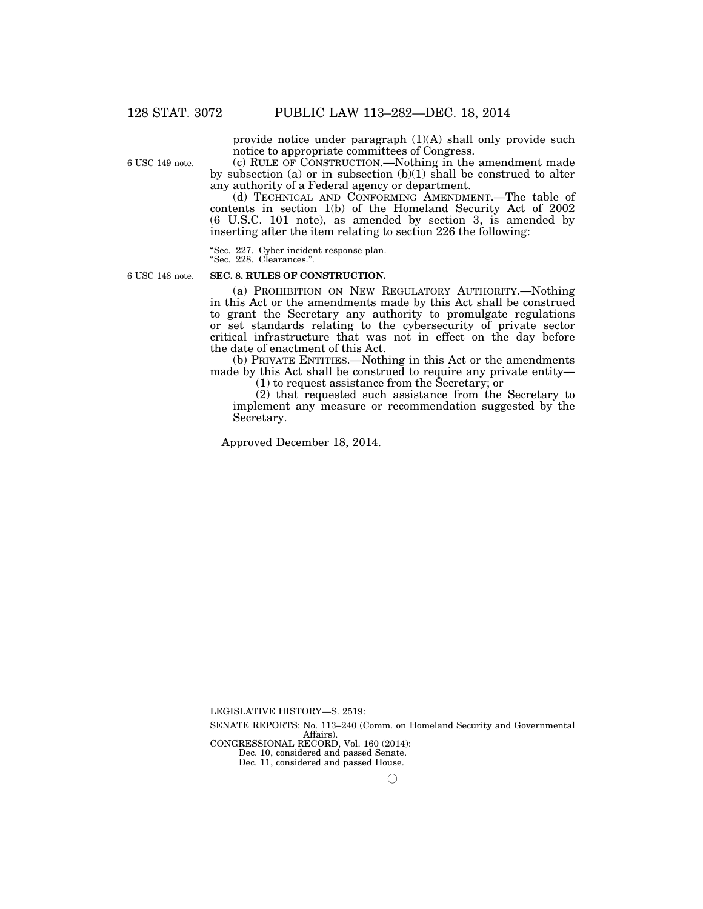provide notice under paragraph (1)(A) shall only provide such notice to appropriate committees of Congress.

6 USC 149 note.

(c) RULE OF CONSTRUCTION.—Nothing in the amendment made by subsection (a) or in subsection (b)(1) shall be construed to alter any authority of a Federal agency or department.

(d) TECHNICAL AND CONFORMING AMENDMENT.—The table of contents in section 1(b) of the Homeland Security Act of 2002 (6 U.S.C. 101 note), as amended by section 3, is amended by inserting after the item relating to section 226 the following:

"Sec. 227. Cyber incident response plan.
"Sec. 228. Clearances.".

6 USC 148 note.

**SEC. 8. RULES OF CONSTRUCTION.**

(a) PROHIBITION ON NEW REGULATORY AUTHORITY.—Nothing in this Act or the amendments made by this Act shall be construed to grant the Secretary any authority to promulgate regulations or set standards relating to the cybersecurity of private sector critical infrastructure that was not in effect on the day before the date of enactment of this Act.

(b) PRIVATE ENTITIES.—Nothing in this Act or the amendments made by this Act shall be construed to require any private entity—

(1) to request assistance from the Secretary; or

(2) that requested such assistance from the Secretary to implement any measure or recommendation suggested by the Secretary.

Approved December 18, 2014.

---

LEGISLATIVE HISTORY—S. 2519:

SENATE REPORTS: No. 113–240 (Comm. on Homeland Security and Governmental Affairs).
CONGRESSIONAL RECORD, Vol. 160 (2014):
Dec. 10, considered and passed Senate.
Dec. 11, considered and passed House.